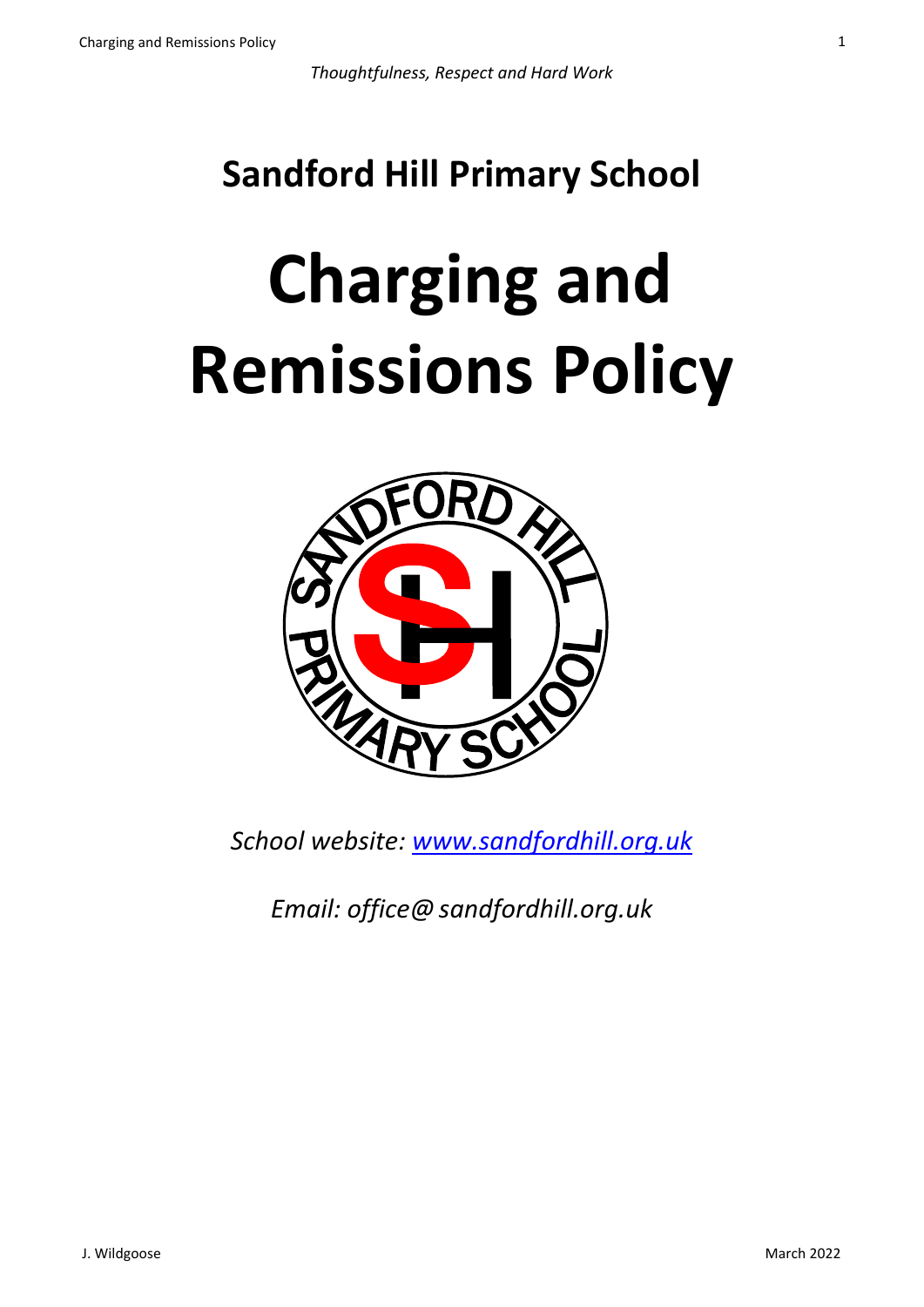*Thoughtfulness, Respect and Hard Work*

## Sandford Hill Primary School

# Charging and Remissions Policy

*School website: [www.sandfordhill.org.uk](http://www.sandfordhill.org.uk)*

*Email: office@ sandfordhill.org.uk*

J. Wildgoose

March 2022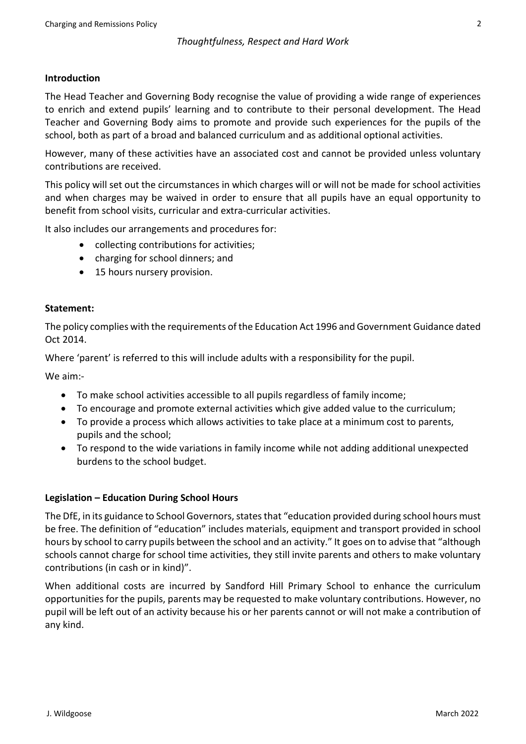*Thoughtfulness, Respect and Hard Work*

**Introduction**

The Head Teacher and Governing Body recognise the value of providing a wide range of experiences to enrich and extend pupils' learning and to contribute to their personal development. The Head Teacher and Governing Body aims to promote and provide such experiences for the pupils of the school, both as part of a broad and balanced curriculum and as additional optional activities.

However, many of these activities have an associated cost and cannot be provided unless voluntary contributions are received.

This policy will set out the circumstances in which charges will or will not be made for school activities and when charges may be waived in order to ensure that all pupils have an equal opportunity to benefit from school visits, curricular and extra-curricular activities.

It also includes our arrangements and procedures for:

- collecting contributions for activities;
- charging for school dinners; and
- 15 hours nursery provision.

**Statement:**

The policy complies with the requirements of the Education Act 1996 and Government Guidance dated Oct 2014.

Where 'parent' is referred to this will include adults with a responsibility for the pupil.

We aim:-

- To make school activities accessible to all pupils regardless of family income;
- To encourage and promote external activities which give added value to the curriculum;
- To provide a process which allows activities to take place at a minimum cost to parents, pupils and the school;
- To respond to the wide variations in family income while not adding additional unexpected burdens to the school budget.

**Legislation – Education During School Hours**

The DfE, in its guidance to School Governors, states that "education provided during school hours must be free. The definition of "education" includes materials, equipment and transport provided in school hours by school to carry pupils between the school and an activity." It goes on to advise that "although schools cannot charge for school time activities, they still invite parents and others to make voluntary contributions (in cash or in kind)".

When additional costs are incurred by Sandford Hill Primary School to enhance the curriculum opportunities for the pupils, parents may be requested to make voluntary contributions. However, no pupil will be left out of an activity because his or her parents cannot or will not make a contribution of any kind.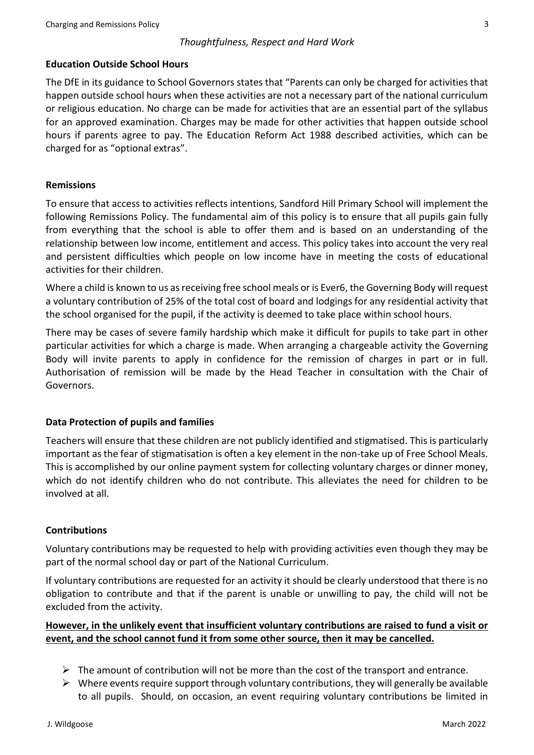*Thoughtfulness, Respect and Hard Work*

**Education Outside School Hours**

The DfE in its guidance to School Governors states that "Parents can only be charged for activities that happen outside school hours when these activities are not a necessary part of the national curriculum or religious education. No charge can be made for activities that are an essential part of the syllabus for an approved examination. Charges may be made for other activities that happen outside school hours if parents agree to pay. The Education Reform Act 1988 described activities, which can be charged for as "optional extras".

**Remissions**

To ensure that access to activities reflects intentions, Sandford Hill Primary School will implement the following Remissions Policy. The fundamental aim of this policy is to ensure that all pupils gain fully from everything that the school is able to offer them and is based on an understanding of the relationship between low income, entitlement and access. This policy takes into account the very real and persistent difficulties which people on low income have in meeting the costs of educational activities for their children.

Where a child is known to us as receiving free school meals or is Ever6, the Governing Body will request a voluntary contribution of 25% of the total cost of board and lodgings for any residential activity that the school organised for the pupil, if the activity is deemed to take place within school hours.

There may be cases of severe family hardship which make it difficult for pupils to take part in other particular activities for which a charge is made. When arranging a chargeable activity the Governing Body will invite parents to apply in confidence for the remission of charges in part or in full. Authorisation of remission will be made by the Head Teacher in consultation with the Chair of Governors.

**Data Protection of pupils and families**

Teachers will ensure that these children are not publicly identified and stigmatised. This is particularly important as the fear of stigmatisation is often a key element in the non-take up of Free School Meals. This is accomplished by our online payment system for collecting voluntary charges or dinner money, which do not identify children who do not contribute. This alleviates the need for children to be involved at all.

**Contributions**

Voluntary contributions may be requested to help with providing activities even though they may be part of the normal school day or part of the National Curriculum.

If voluntary contributions are requested for an activity it should be clearly understood that there is no obligation to contribute and that if the parent is unable or unwilling to pay, the child will not be excluded from the activity.

**However, in the unlikely event that insufficient voluntary contributions are raised to fund a visit or event, and the school cannot fund it from some other source, then it may be cancelled.**

- The amount of contribution will not be more than the cost of the transport and entrance.
- Where events require support through voluntary contributions, they will generally be available to all pupils. Should, on occasion, an event requiring voluntary contributions be limited in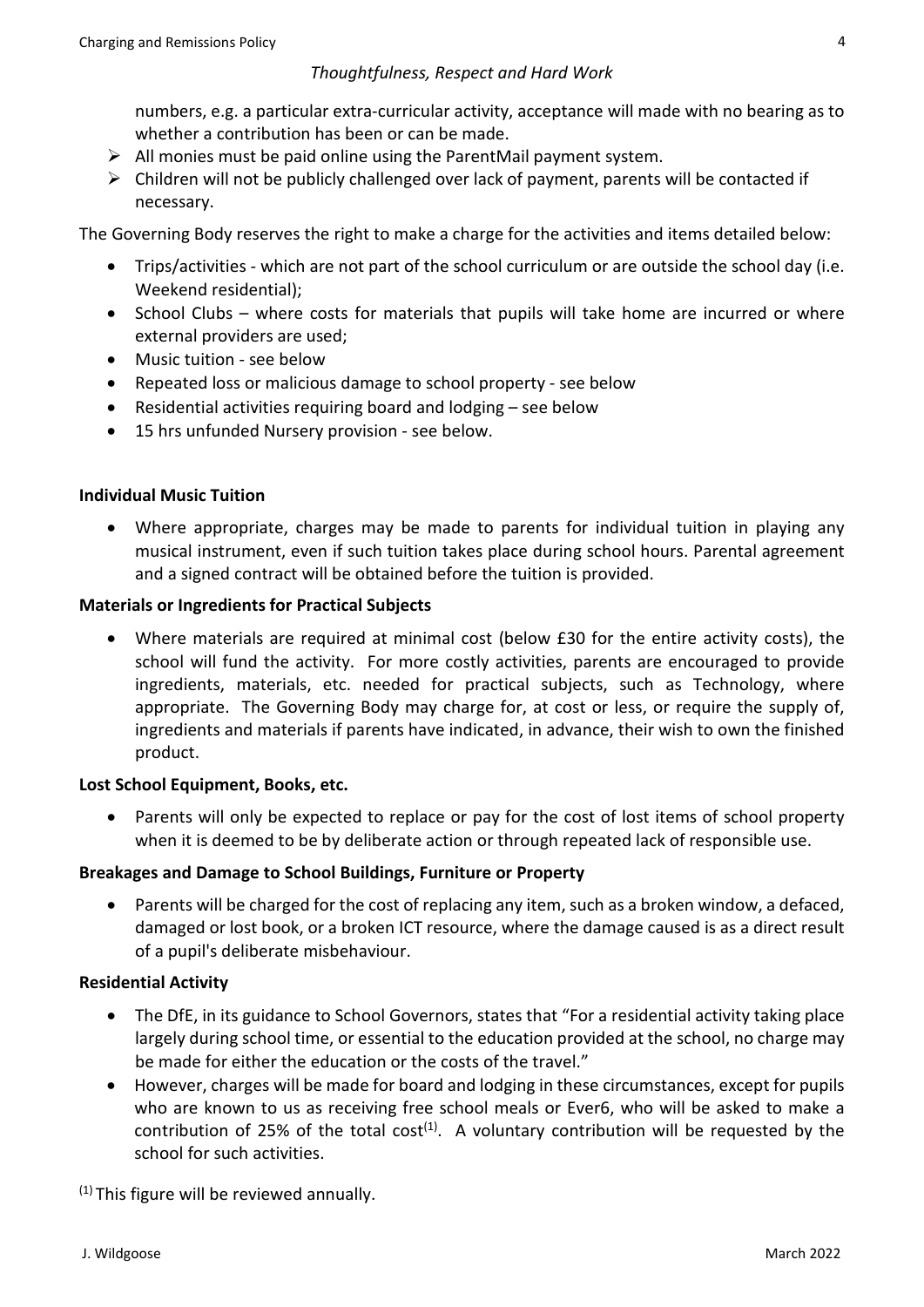numbers, e.g. a particular extra-curricular activity, acceptance will made with no bearing as to whether a contribution has been or can be made.

- All monies must be paid online using the ParentMail payment system.
- Children will not be publicly challenged over lack of payment, parents will be contacted if necessary.

The Governing Body reserves the right to make a charge for the activities and items detailed below:

- Trips/activities - which are not part of the school curriculum or are outside the school day (i.e. Weekend residential);
- School Clubs – where costs for materials that pupils will take home are incurred or where external providers are used;
- Music tuition - see below
- Repeated loss or malicious damage to school property - see below
- Residential activities requiring board and lodging – see below
- 15 hrs unfunded Nursery provision - see below.

**Individual Music Tuition**

- Where appropriate, charges may be made to parents for individual tuition in playing any musical instrument, even if such tuition takes place during school hours. Parental agreement and a signed contract will be obtained before the tuition is provided.

**Materials or Ingredients for Practical Subjects**

- Where materials are required at minimal cost (below £30 for the entire activity costs), the school will fund the activity. For more costly activities, parents are encouraged to provide ingredients, materials, etc. needed for practical subjects, such as Technology, where appropriate. The Governing Body may charge for, at cost or less, or require the supply of, ingredients and materials if parents have indicated, in advance, their wish to own the finished product.

**Lost School Equipment, Books, etc.**

- Parents will only be expected to replace or pay for the cost of lost items of school property when it is deemed to be by deliberate action or through repeated lack of responsible use.

**Breakages and Damage to School Buildings, Furniture or Property**

- Parents will be charged for the cost of replacing any item, such as a broken window, a defaced, damaged or lost book, or a broken ICT resource, where the damage caused is as a direct result of a pupil's deliberate misbehaviour.

**Residential Activity**

- The DfE, in its guidance to School Governors, states that "For a residential activity taking place largely during school time, or essential to the education provided at the school, no charge may be made for either the education or the costs of the travel."
- However, charges will be made for board and lodging in these circumstances, except for pupils who are known to us as receiving free school meals or Ever6, who will be asked to make a contribution of 25% of the total cost[(1)]. A voluntary contribution will be requested by the school for such activities.

[(1)] This figure will be reviewed annually.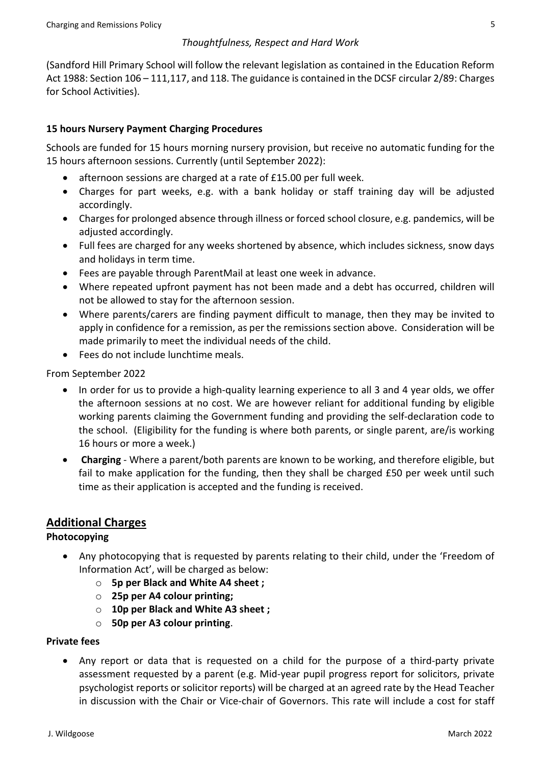*Thoughtfulness, Respect and Hard Work*

(Sandford Hill Primary School will follow the relevant legislation as contained in the Education Reform Act 1988: Section 106 – 111,117, and 118. The guidance is contained in the DCSF circular 2/89: Charges for School Activities).

**15 hours Nursery Payment Charging Procedures**

Schools are funded for 15 hours morning nursery provision, but receive no automatic funding for the 15 hours afternoon sessions. Currently (until September 2022):

- afternoon sessions are charged at a rate of £15.00 per full week.
- Charges for part weeks, e.g. with a bank holiday or staff training day will be adjusted accordingly.
- Charges for prolonged absence through illness or forced school closure, e.g. pandemics, will be adjusted accordingly.
- Full fees are charged for any weeks shortened by absence, which includes sickness, snow days and holidays in term time.
- Fees are payable through ParentMail at least one week in advance.
- Where repeated upfront payment has not been made and a debt has occurred, children will not be allowed to stay for the afternoon session.
- Where parents/carers are finding payment difficult to manage, then they may be invited to apply in confidence for a remission, as per the remissions section above. Consideration will be made primarily to meet the individual needs of the child.
- Fees do not include lunchtime meals.

From September 2022

- In order for us to provide a high-quality learning experience to all 3 and 4 year olds, we offer the afternoon sessions at no cost. We are however reliant for additional funding by eligible working parents claiming the Government funding and providing the self-declaration code to the school. (Eligibility for the funding is where both parents, or single parent, are/is working 16 hours or more a week.)
- **Charging** - Where a parent/both parents are known to be working, and therefore eligible, but fail to make application for the funding, then they shall be charged £50 per week until such time as their application is accepted and the funding is received.

## Additional Charges

**Photocopying**

- Any photocopying that is requested by parents relating to their child, under the 'Freedom of Information Act', will be charged as below:
    - **5p per Black and White A4 sheet ;**
    - **25p per A4 colour printing;**
    - **10p per Black and White A3 sheet ;**
    - **50p per A3 colour printing**.

**Private fees**

- Any report or data that is requested on a child for the purpose of a third-party private assessment requested by a parent (e.g. Mid-year pupil progress report for solicitors, private psychologist reports or solicitor reports) will be charged at an agreed rate by the Head Teacher in discussion with the Chair or Vice-chair of Governors. This rate will include a cost for staff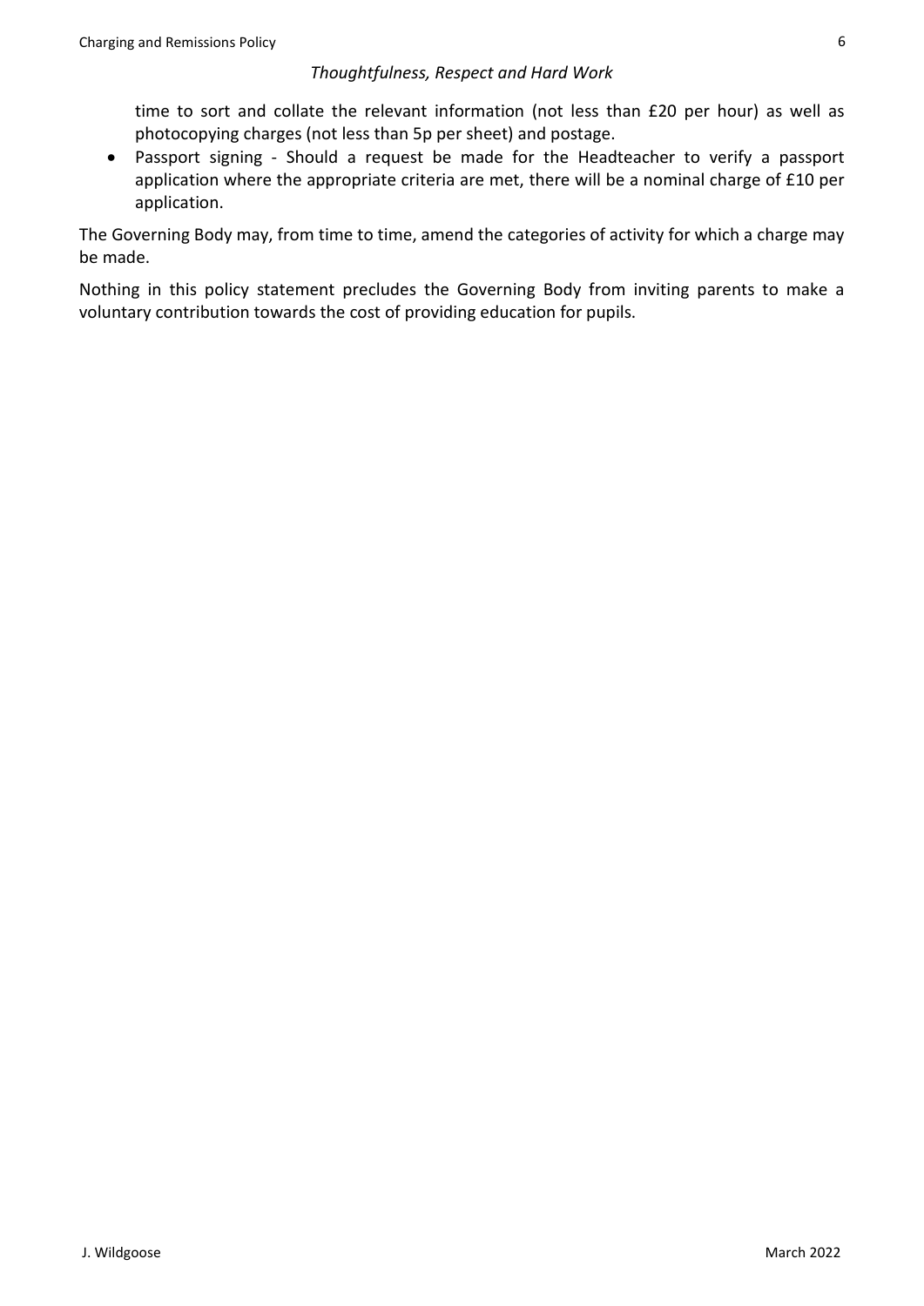time to sort and collate the relevant information (not less than £20 per hour) as well as photocopying charges (not less than 5p per sheet) and postage.

- Passport signing - Should a request be made for the Headteacher to verify a passport application where the appropriate criteria are met, there will be a nominal charge of £10 per application.

The Governing Body may, from time to time, amend the categories of activity for which a charge may be made.

Nothing in this policy statement precludes the Governing Body from inviting parents to make a voluntary contribution towards the cost of providing education for pupils.